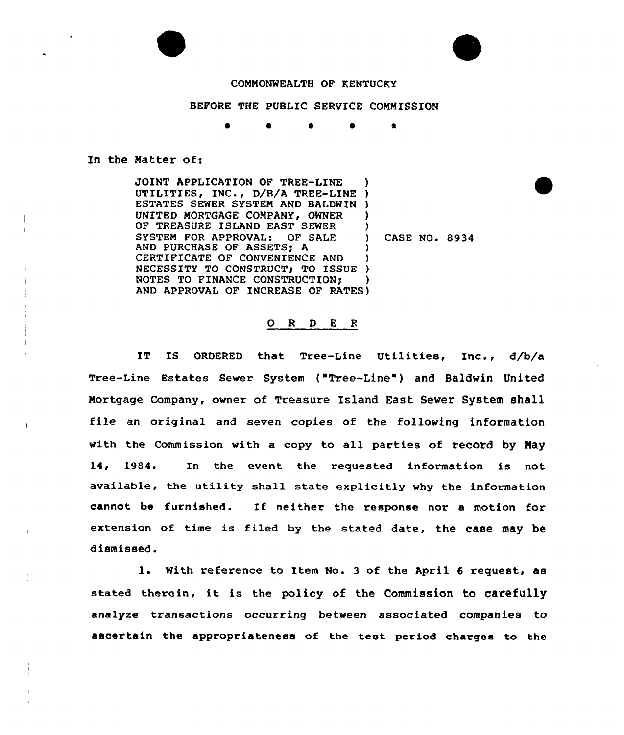COMMONWEALTH OF KENTUCKY

BEFORE THE PUBLIC SERVICE COMMISSION

\* \* \* \* \*

In the Matter of:

JOINT APPLICATION OF TREE-LINE UTILITIES, INC., D/B/A TREE-LINE ESTATES SEWER SYSTEM AND BALDWIN UNITED MORTGAGE COMPANY, OWNER OF TREASURE ISLAND EAST SEWER SYSTEM FOR APPROVAL: OF SALE AND PURCHASE OF ASSETS; A CERTIFICATE OF CONVENIENCE AND NECESSITY TO CONSTRUCT; TO ISSUE NOTES TO FINANCE CONSTRUCTION; AND APPROVAL OF INCREASE OF RATES) CASE NO. 8934

## O R D E R

IT IS ORDERED that Tree-Line Utilities, Inc., d/b/a Tree-Line Estates Sewer System ("Tree-Line") and Baldwin United Mortgage Company, owner of Treasure Island East Sewer System shall file an original and seven copies of the following information with the Commission with a copy to all parties of record by May 14, 1984. In the event the requested information is not available, the utility shall state explicitly why the information cannot be furnished. If neither the response nor a motion for extension of time is filed by the stated date, the case may be dismissed.

1. With reference to Item No. 3 of the April 6 request, as stated therein, it is the policy of the Commission to carefully analyze transactions occurring between associated companies to ascertain the appropriateness of the test period charges to the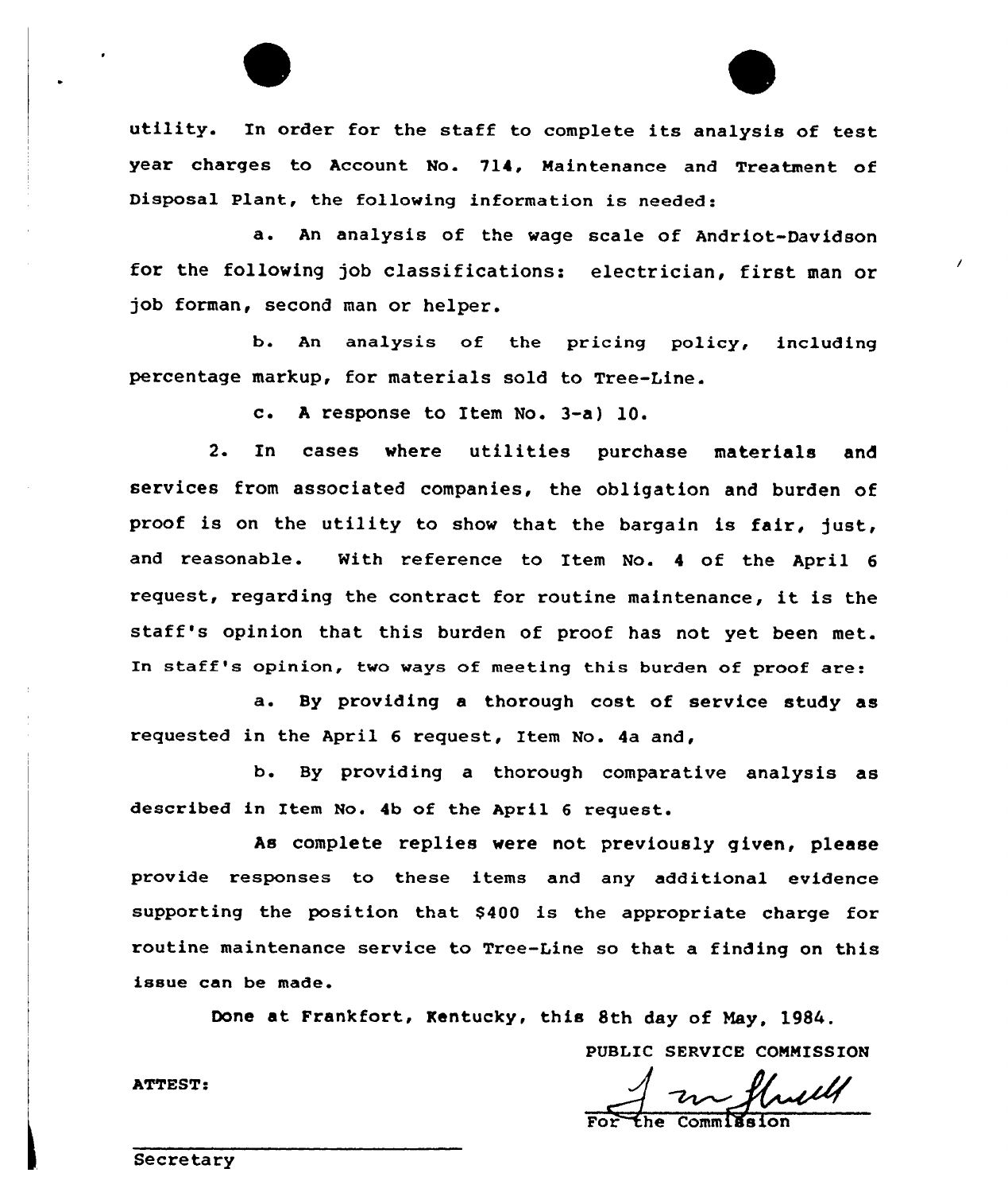utility. In order for the staff to complete its analysis of test year charges to Account No. 714, Maintenance and Treatment of Disposal Plant, the following information is needed:

a. An analysis of the wage scale of Andriot-Davidson for the following job classifications: electrician, first man or job forman, second man or helper.

b. An analysis of the pricing policy, including percentage markup, for materials sold to Tree-Line.

c. A response to Item No. 3-a) 10.

2. In cases where utilities purchase materials and services from associated companies, the obligation and burden of proof is on the utility to show that the bargain is fair, just, and reasonable. With reference to Item No. 4 of the April 6 request, regarding the contract for routine maintenance, it is the staff's opinion that this burden of proof has not yet been met. In staff's opinion, two ways of meeting this burden of proof are:

a. By providing a thorough cost of service study as requested in the April 6 request, Item No. 4a and,

b. By providing a thorough comparative analysis as described in Item No. 4b of the April 6 request.

As complete replies were not previously given, please provide responses to these items and any additional evidence supporting the position that $400 is the appropriate charge for routine maintenance service to Tree-Line so that a finding on this issue can be made.

Done at Frankfort, Kentucky, this 8th day of May, 1984.

PUBLIC SERVICE COMMISSION

For the Commission

ATTEST:

Secretary